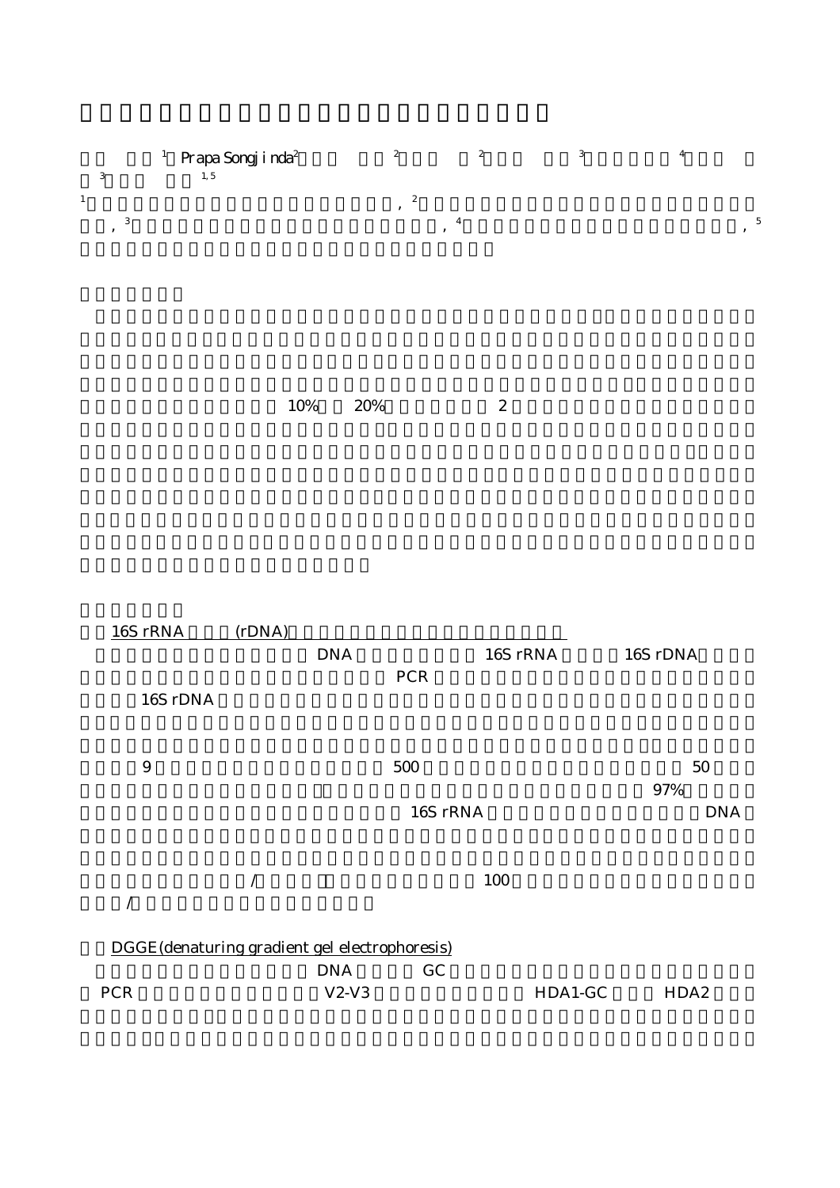[1] Prapa Songjinda[2] [2] [2] [3] [4]
[3] [1,5]

[1] , [2]
, [3] , [4] , [5]

10% 20% 2

16S rRNA (rDNA)

DNA 16S rRNA 16S rDNA
PCR
16S rDNA

9 500 50
97%
16S rRNA DNA

/ 100
/

DGGE (denaturing gradient gel electrophoresis)

DNA GC
PCR V2-V3 HDA1-GC HDA2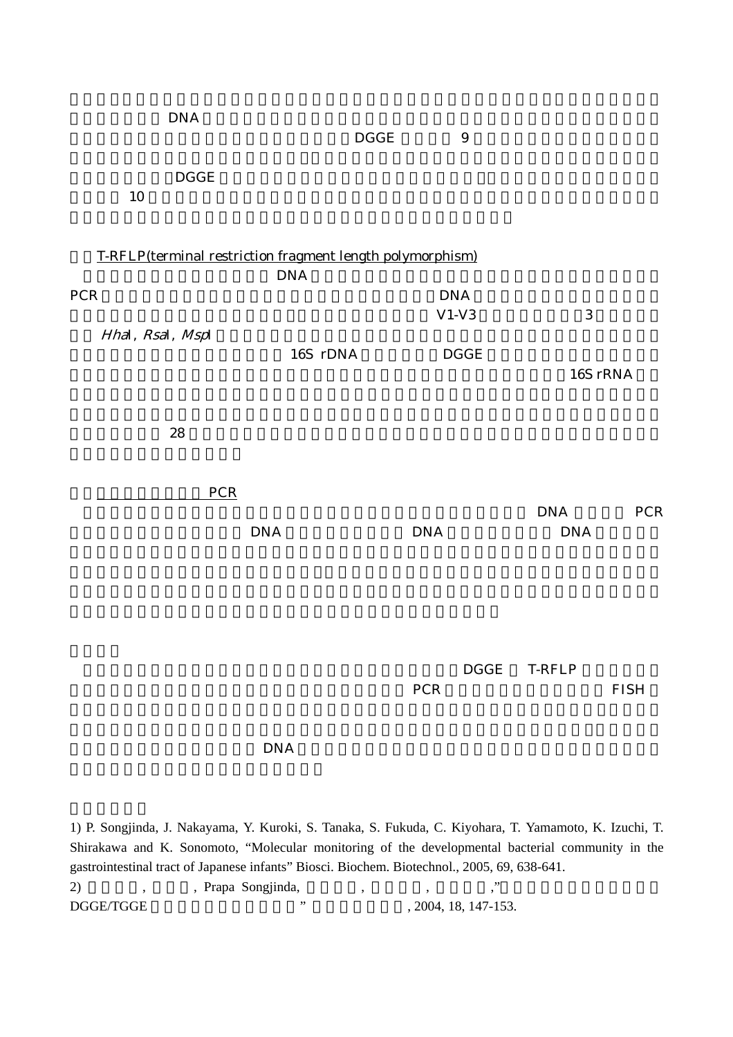DNA

DGGE 9

DGGE

10

T-RFLP(terminal restriction fragment length polymorphism)

DNA

PCR DNA

V1-V3 3

*Hha*I, *Rsa*I, *Msp*I

16S rDNA DGGE

16S rRNA

28

PCR

DNA PCR

DNA DNA DNA

DGGE T-RFLP

PCR FISH

DNA

1) P. Songjinda, J. Nakayama, Y. Kuroki, S. Tanaka, S. Fukuda, C. Kiyohara, T. Yamamoto, K. Izuchi, T. Shirakawa and K. Sonomoto, “Molecular monitoring of the developmental bacterial community in the gastrointestinal tract of Japanese infants” Biosci. Biochem. Biotechnol., 2005, 69, 638-641.

2) , , Prapa Songjinda, , , , ,”
DGGE/TGGE ” , 2004, 18, 147-153.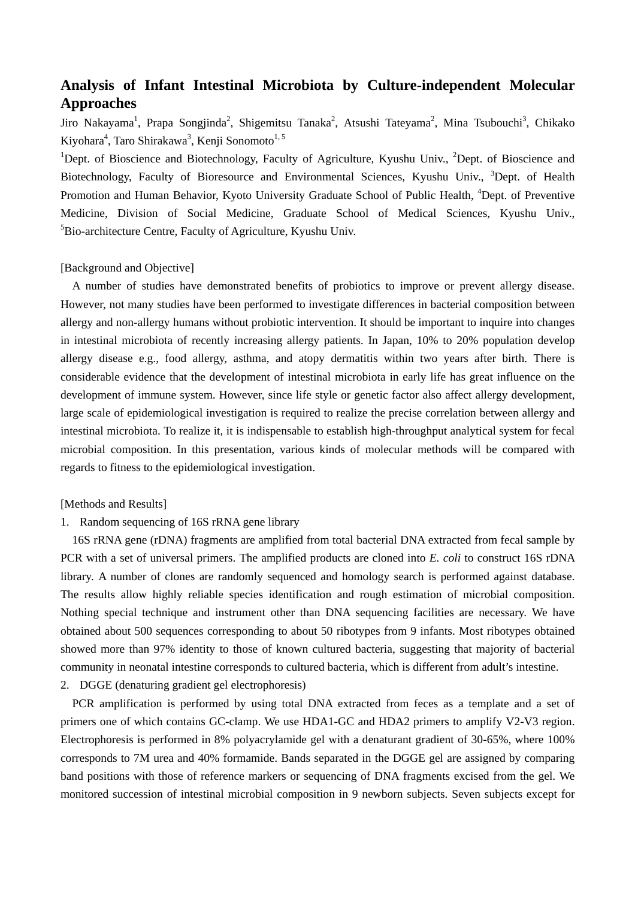# Analysis of Infant Intestinal Microbiota by Culture-independent Molecular Approaches

Jiro Nakayama[1], Prapa Songjinda[2], Shigemitsu Tanaka[2], Atsushi Tateyama[2], Mina Tsubouchi[3], Chikako Kiyohara[4], Taro Shirakawa[3], Kenji Sonomoto[1, 5]

[1]Dept. of Bioscience and Biotechnology, Faculty of Agriculture, Kyushu Univ., [2]Dept. of Bioscience and Biotechnology, Faculty of Bioresource and Environmental Sciences, Kyushu Univ., [3]Dept. of Health Promotion and Human Behavior, Kyoto University Graduate School of Public Health, [4]Dept. of Preventive Medicine, Division of Social Medicine, Graduate School of Medical Sciences, Kyushu Univ., [5]Bio-architecture Centre, Faculty of Agriculture, Kyushu Univ.

[Background and Objective]

A number of studies have demonstrated benefits of probiotics to improve or prevent allergy disease. However, not many studies have been performed to investigate differences in bacterial composition between allergy and non-allergy humans without probiotic intervention. It should be important to inquire into changes in intestinal microbiota of recently increasing allergy patients. In Japan, 10% to 20% population develop allergy disease e.g., food allergy, asthma, and atopy dermatitis within two years after birth. There is considerable evidence that the development of intestinal microbiota in early life has great influence on the development of immune system. However, since life style or genetic factor also affect allergy development, large scale of epidemiological investigation is required to realize the precise correlation between allergy and intestinal microbiota. To realize it, it is indispensable to establish high-throughput analytical system for fecal microbial composition. In this presentation, various kinds of molecular methods will be compared with regards to fitness to the epidemiological investigation.

[Methods and Results]

1. Random sequencing of 16S rRNA gene library

16S rRNA gene (rDNA) fragments are amplified from total bacterial DNA extracted from fecal sample by PCR with a set of universal primers. The amplified products are cloned into *E. coli* to construct 16S rDNA library. A number of clones are randomly sequenced and homology search is performed against database. The results allow highly reliable species identification and rough estimation of microbial composition. Nothing special technique and instrument other than DNA sequencing facilities are necessary. We have obtained about 500 sequences corresponding to about 50 ribotypes from 9 infants. Most ribotypes obtained showed more than 97% identity to those of known cultured bacteria, suggesting that majority of bacterial community in neonatal intestine corresponds to cultured bacteria, which is different from adult's intestine.

2. DGGE (denaturing gradient gel electrophoresis)

PCR amplification is performed by using total DNA extracted from feces as a template and a set of primers one of which contains GC-clamp. We use HDA1-GC and HDA2 primers to amplify V2-V3 region. Electrophoresis is performed in 8% polyacrylamide gel with a denaturant gradient of 30-65%, where 100% corresponds to 7M urea and 40% formamide. Bands separated in the DGGE gel are assigned by comparing band positions with those of reference markers or sequencing of DNA fragments excised from the gel. We monitored succession of intestinal microbial composition in 9 newborn subjects. Seven subjects except for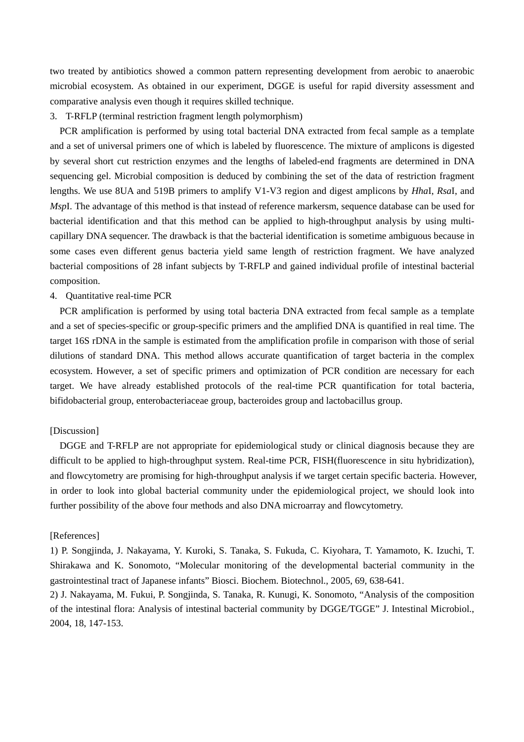two treated by antibiotics showed a common pattern representing development from aerobic to anaerobic microbial ecosystem. As obtained in our experiment, DGGE is useful for rapid diversity assessment and comparative analysis even though it requires skilled technique.

3. T-RFLP (terminal restriction fragment length polymorphism)

PCR amplification is performed by using total bacterial DNA extracted from fecal sample as a template and a set of universal primers one of which is labeled by fluorescence. The mixture of amplicons is digested by several short cut restriction enzymes and the lengths of labeled-end fragments are determined in DNA sequencing gel. Microbial composition is deduced by combining the set of the data of restriction fragment lengths. We use 8UA and 519B primers to amplify V1-V3 region and digest amplicons by *Hha*I, *Rsa*I, and *Msp*I. The advantage of this method is that instead of reference markersm, sequence database can be used for bacterial identification and that this method can be applied to high-throughput analysis by using multi-capillary DNA sequencer. The drawback is that the bacterial identification is sometime ambiguous because in some cases even different genus bacteria yield same length of restriction fragment. We have analyzed bacterial compositions of 28 infant subjects by T-RFLP and gained individual profile of intestinal bacterial composition.

4. Quantitative real-time PCR

PCR amplification is performed by using total bacteria DNA extracted from fecal sample as a template and a set of species-specific or group-specific primers and the amplified DNA is quantified in real time. The target 16S rDNA in the sample is estimated from the amplification profile in comparison with those of serial dilutions of standard DNA. This method allows accurate quantification of target bacteria in the complex ecosystem. However, a set of specific primers and optimization of PCR condition are necessary for each target. We have already established protocols of the real-time PCR quantification for total bacteria, bifidobacterial group, enterobacteriaceae group, bacteroides group and lactobacillus group.

[Discussion]

DGGE and T-RFLP are not appropriate for epidemiological study or clinical diagnosis because they are difficult to be applied to high-throughput system. Real-time PCR, FISH(fluorescence in situ hybridization), and flowcytometry are promising for high-throughput analysis if we target certain specific bacteria. However, in order to look into global bacterial community under the epidemiological project, we should look into further possibility of the above four methods and also DNA microarray and flowcytometry.

[References]

1) P. Songjinda, J. Nakayama, Y. Kuroki, S. Tanaka, S. Fukuda, C. Kiyohara, T. Yamamoto, K. Izuchi, T. Shirakawa and K. Sonomoto, "Molecular monitoring of the developmental bacterial community in the gastrointestinal tract of Japanese infants" Biosci. Biochem. Biotechnol., 2005, 69, 638-641.

2) J. Nakayama, M. Fukui, P. Songjinda, S. Tanaka, R. Kunugi, K. Sonomoto, "Analysis of the composition of the intestinal flora: Analysis of intestinal bacterial community by DGGE/TGGE" J. Intestinal Microbiol., 2004, 18, 147-153.